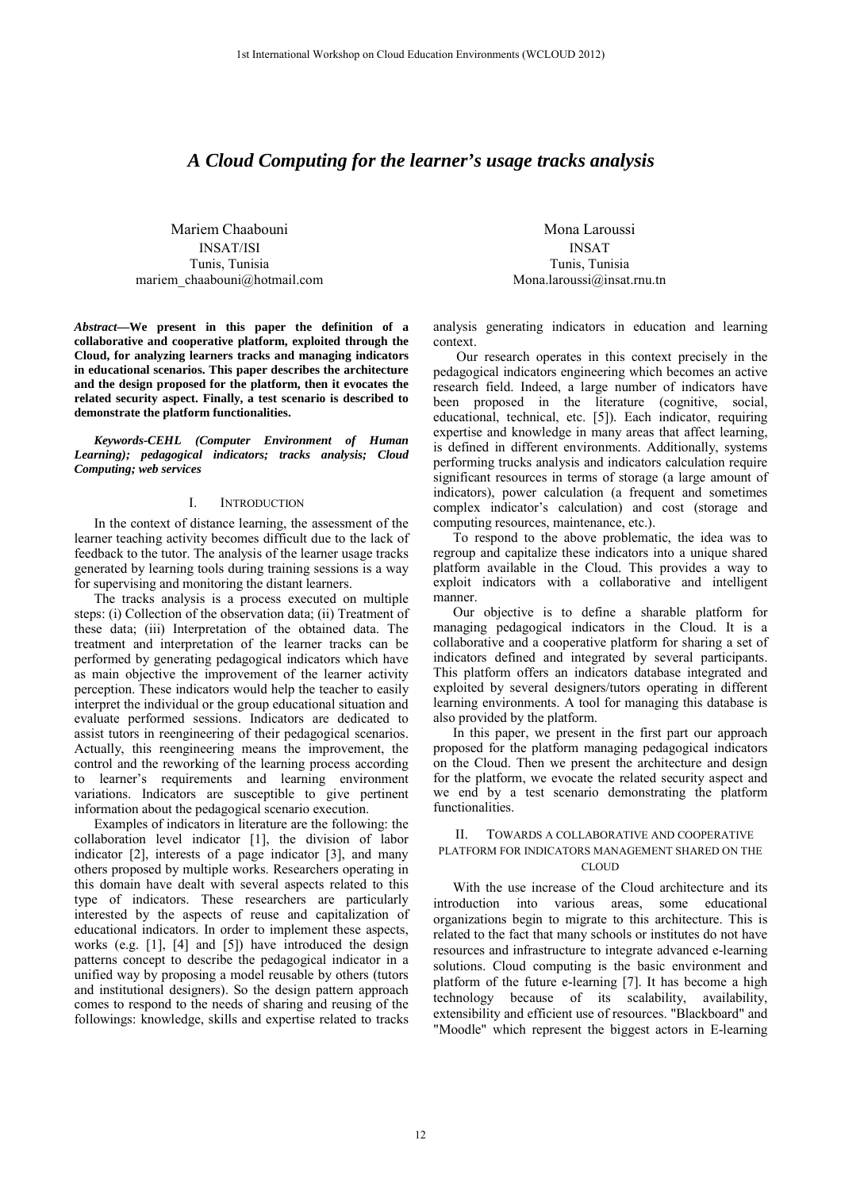# *A Cloud Computing for the learner's usage tracks analysis*

Mariem Chaabouni
INSAT/ISI
Tunis, Tunisia
mariem_chaabouni@hotmail.com

Mona Laroussi
INSAT
Tunis, Tunisia
Mona.laroussi@insat.rnu.tn

***Abstract*—We present in this paper the definition of a collaborative and cooperative platform, exploited through the Cloud, for analyzing learners tracks and managing indicators in educational scenarios. This paper describes the architecture and the design proposed for the platform, then it evocates the related security aspect. Finally, a test scenario is described to demonstrate the platform functionalities.**

***Keywords-CEHL (Computer Environment of Human Learning); pedagogical indicators; tracks analysis; Cloud Computing; web services***

## I. INTRODUCTION

In the context of distance learning, the assessment of the learner teaching activity becomes difficult due to the lack of feedback to the tutor. The analysis of the learner usage tracks generated by learning tools during training sessions is a way for supervising and monitoring the distant learners.

The tracks analysis is a process executed on multiple steps: (i) Collection of the observation data; (ii) Treatment of these data; (iii) Interpretation of the obtained data. The treatment and interpretation of the learner tracks can be performed by generating pedagogical indicators which have as main objective the improvement of the learner activity perception. These indicators would help the teacher to easily interpret the individual or the group educational situation and evaluate performed sessions. Indicators are dedicated to assist tutors in reengineering of their pedagogical scenarios. Actually, this reengineering means the improvement, the control and the reworking of the learning process according to learner's requirements and learning environment variations. Indicators are susceptible to give pertinent information about the pedagogical scenario execution.

Examples of indicators in literature are the following: the collaboration level indicator [1], the division of labor indicator [2], interests of a page indicator [3], and many others proposed by multiple works. Researchers operating in this domain have dealt with several aspects related to this type of indicators. These researchers are particularly interested by the aspects of reuse and capitalization of educational indicators. In order to implement these aspects, works (e.g. [1], [4] and [5]) have introduced the design patterns concept to describe the pedagogical indicator in a unified way by proposing a model reusable by others (tutors and institutional designers). So the design pattern approach comes to respond to the needs of sharing and reusing of the followings: knowledge, skills and expertise related to tracks analysis generating indicators in education and learning context.

Our research operates in this context precisely in the pedagogical indicators engineering which becomes an active research field. Indeed, a large number of indicators have been proposed in the literature (cognitive, social, educational, technical, etc. [5]). Each indicator, requiring expertise and knowledge in many areas that affect learning, is defined in different environments. Additionally, systems performing trucks analysis and indicators calculation require significant resources in terms of storage (a large amount of indicators), power calculation (a frequent and sometimes complex indicator's calculation) and cost (storage and computing resources, maintenance, etc.).

To respond to the above problematic, the idea was to regroup and capitalize these indicators into a unique shared platform available in the Cloud. This provides a way to exploit indicators with a collaborative and intelligent manner.

Our objective is to define a sharable platform for managing pedagogical indicators in the Cloud. It is a collaborative and a cooperative platform for sharing a set of indicators defined and integrated by several participants. This platform offers an indicators database integrated and exploited by several designers/tutors operating in different learning environments. A tool for managing this database is also provided by the platform.

In this paper, we present in the first part our approach proposed for the platform managing pedagogical indicators on the Cloud. Then we present the architecture and design for the platform, we evocate the related security aspect and we end by a test scenario demonstrating the platform functionalities.

## II. TOWARDS A COLLABORATIVE AND COOPERATIVE PLATFORM FOR INDICATORS MANAGEMENT SHARED ON THE CLOUD

With the use increase of the Cloud architecture and its introduction into various areas, some educational organizations begin to migrate to this architecture. This is related to the fact that many schools or institutes do not have resources and infrastructure to integrate advanced e-learning solutions. Cloud computing is the basic environment and platform of the future e-learning [7]. It has become a high technology because of its scalability, availability, extensibility and efficient use of resources. "Blackboard" and "Moodle" which represent the biggest actors in E-learning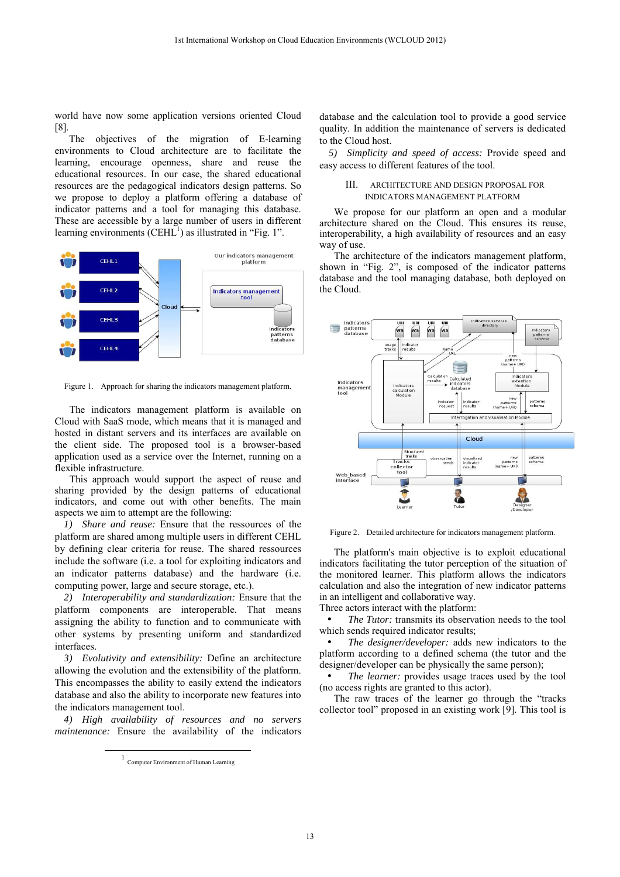world have now some application versions oriented Cloud [8].

The objectives of the migration of E-learning environments to Cloud architecture are to facilitate the learning, encourage openness, share and reuse the educational resources. In our case, the shared educational resources are the pedagogical indicators design patterns. So we propose to deploy a platform offering a database of indicator patterns and a tool for managing this database. These are accessible by a large number of users in different learning environments (CEHL[1]) as illustrated in "Fig. 1".

Figure 1. Approach for sharing the indicators management platform.

The indicators management platform is available on Cloud with SaaS mode, which means that it is managed and hosted in distant servers and its interfaces are available on the client side. The proposed tool is a browser-based application used as a service over the Internet, running on a flexible infrastructure.

This approach would support the aspect of reuse and sharing provided by the design patterns of educational indicators, and come out with other benefits. The main aspects we aim to attempt are the following:

1) *Share and reuse:* Ensure that the ressources of the platform are shared among multiple users in different CEHL by defining clear criteria for reuse. The shared ressources include the software (i.e. a tool for exploiting indicators and an indicator patterns database) and the hardware (i.e. computing power, large and secure storage, etc.).

2) *Interoperability and standardization:* Ensure that the platform components are interoperable. That means assigning the ability to function and to communicate with other systems by presenting uniform and standardized interfaces.

3) *Evolutivity and extensibility:* Define an architecture allowing the evolution and the extensibility of the platform. This encompasses the ability to easily extend the indicators database and also the ability to incorporate new features into the indicators management tool.

4) *High availability of resources and no servers maintenance:* Ensure the availability of the indicators database and the calculation tool to provide a good service quality. In addition the maintenance of servers is dedicated to the Cloud host.

5) *Simplicity and speed of access:* Provide speed and easy access to different features of the tool.

## III. ARCHITECTURE AND DESIGN PROPOSAL FOR INDICATORS MANAGEMENT PLATFORM

We propose for our platform an open and a modular architecture shared on the Cloud. This ensures its reuse, interoperability, a high availability of resources and an easy way of use.

The architecture of the indicators management platform, shown in "Fig. 2", is composed of the indicator patterns database and the tool managing database, both deployed on the Cloud.

Figure 2. Detailed architecture for indicators management platform.

The platform's main objective is to exploit educational indicators facilitating the tutor perception of the situation of the monitored learner. This platform allows the indicators calculation and also the integration of new indicator patterns in an intelligent and collaborative way.

Three actors interact with the platform:

- *The Tutor:* transmits its observation needs to the tool which sends required indicator results;
- *The designer/developer:* adds new indicators to the platform according to a defined schema (the tutor and the designer/developer can be physically the same person);
- *The learner:* provides usage traces used by the tool (no access rights are granted to this actor).

The raw traces of the learner go through the "tracks collector tool" proposed in an existing work [9]. This tool is

[1] Computer Environment of Human Learning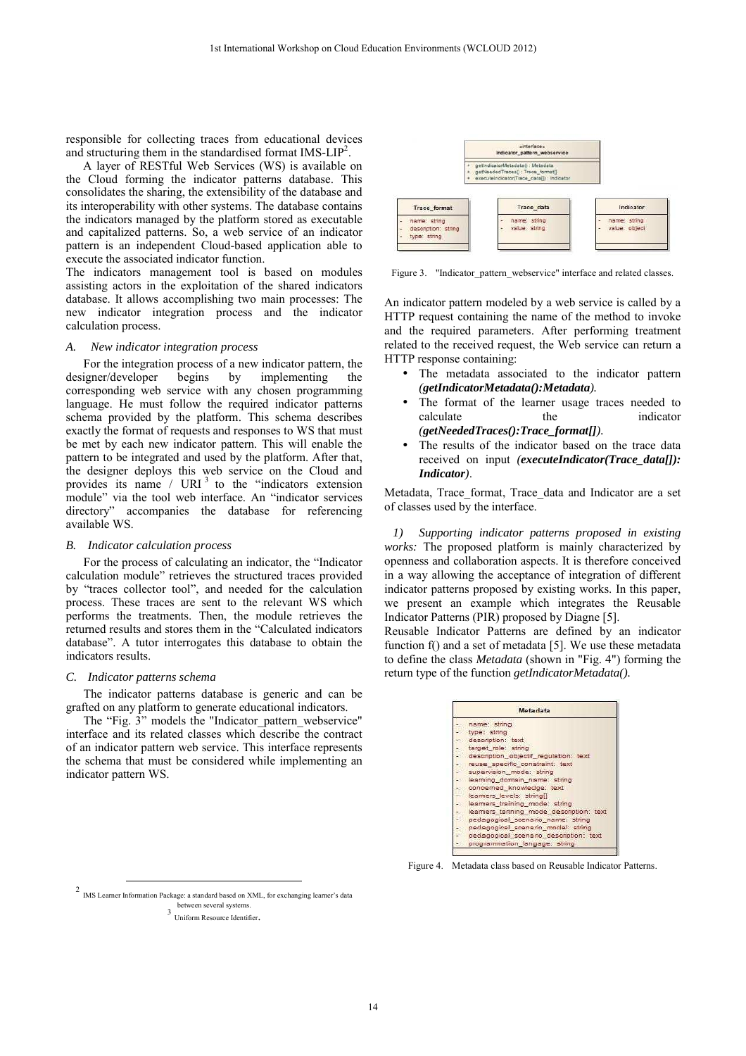responsible for collecting traces from educational devices and structuring them in the standardised format IMS-LIP[2].

A layer of RESTful Web Services (WS) is available on the Cloud forming the indicator patterns database. This consolidates the sharing, the extensibility of the database and its interoperability with other systems. The database contains the indicators managed by the platform stored as executable and capitalized patterns. So, a web service of an indicator pattern is an independent Cloud-based application able to execute the associated indicator function.

The indicators management tool is based on modules assisting actors in the exploitation of the shared indicators database. It allows accomplishing two main processes: The new indicator integration process and the indicator calculation process.

### A. New indicator integration process

For the integration process of a new indicator pattern, the designer/developer begins by implementing the corresponding web service with any chosen programming language. He must follow the required indicator patterns schema provided by the platform. This schema describes exactly the format of requests and responses to WS that must be met by each new indicator pattern. This will enable the pattern to be integrated and used by the platform. After that, the designer deploys this web service on the Cloud and provides its name / URI[3] to the "indicators extension module" via the tool web interface. An "indicator services directory" accompanies the database for referencing available WS.

### B. Indicator calculation process

For the process of calculating an indicator, the "Indicator calculation module" retrieves the structured traces provided by "traces collector tool", and needed for the calculation process. These traces are sent to the relevant WS which performs the treatments. Then, the module retrieves the returned results and stores them in the "Calculated indicators database". A tutor interrogates this database to obtain the indicators results.

### C. Indicator patterns schema

The indicator patterns database is generic and can be grafted on any platform to generate educational indicators.

The "Fig. 3" models the "Indicator_pattern_webservice" interface and its related classes which describe the contract of an indicator pattern web service. This interface represents the schema that must be considered while implementing an indicator pattern WS.

Figure 3. "Indicator_pattern_webservice" interface and related classes.

An indicator pattern modeled by a web service is called by a HTTP request containing the name of the method to invoke and the required parameters. After performing treatment related to the received request, the Web service can return a HTTP response containing:

- The metadata associated to the indicator pattern *(**getIndicatorMetadata():Metadata**)*.
- The format of the learner usage traces needed to calculate the indicator *(**getNeededTraces():Trace_format[]**)*.
- The results of the indicator based on the trace data received on input *(**executeIndicator(Trace_data[]): Indicator**)*.

Metadata, Trace_format, Trace_data and Indicator are a set of classes used by the interface.

*1) Supporting indicator patterns proposed in existing works:* The proposed platform is mainly characterized by openness and collaboration aspects. It is therefore conceived in a way allowing the acceptance of integration of different indicator patterns proposed by existing works. In this paper, we present an example which integrates the Reusable Indicator Patterns (PIR) proposed by Diagne [5].

Reusable Indicator Patterns are defined by an indicator function f() and a set of metadata [5]. We use these metadata to define the class *Metadata* (shown in "Fig. 4") forming the return type of the function *getIndicatorMetadata()*.

Figure 4. Metadata class based on Reusable Indicator Patterns.

[2] IMS Learner Information Package: a standard based on XML, for exchanging learner's data between several systems.

[3] Uniform Resource Identifier.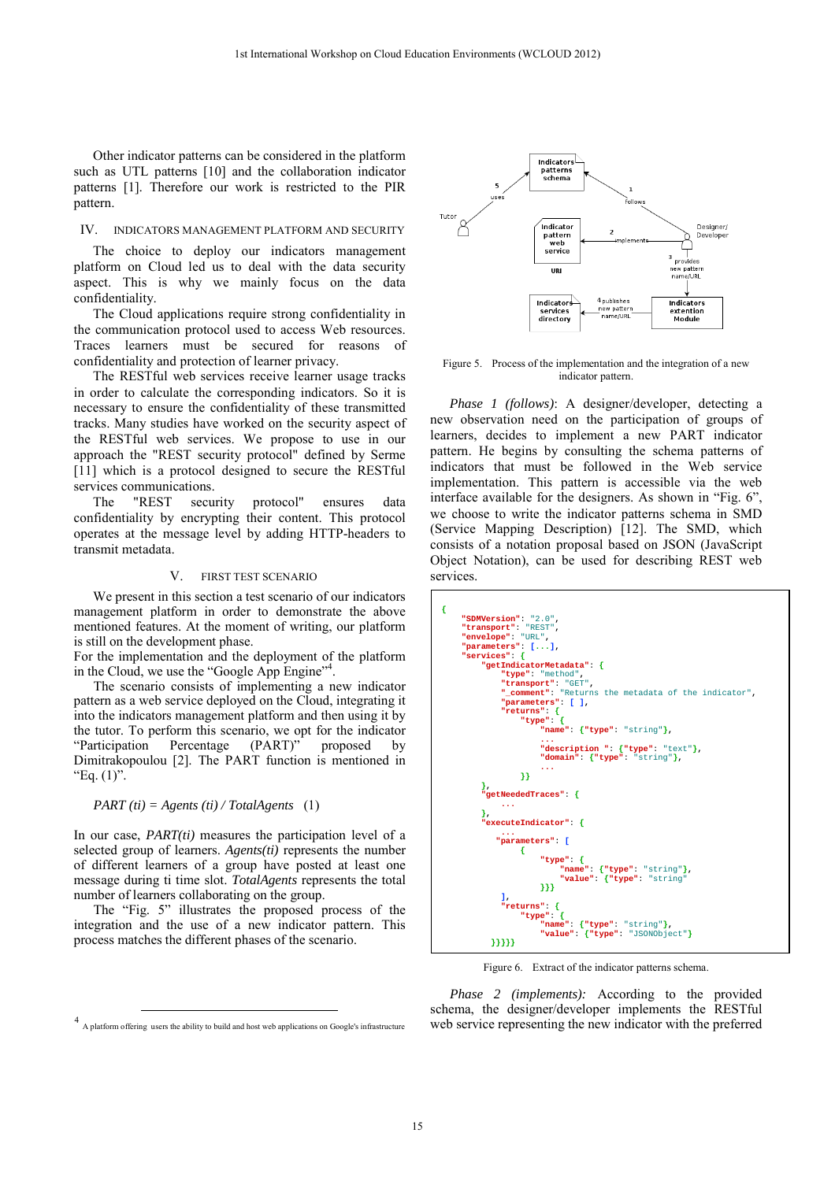Other indicator patterns can be considered in the platform such as UTL patterns [10] and the collaboration indicator patterns [1]. Therefore our work is restricted to the PIR pattern.

## IV. INDICATORS MANAGEMENT PLATFORM AND SECURITY

The choice to deploy our indicators management platform on Cloud led us to deal with the data security aspect. This is why we mainly focus on the data confidentiality.

The Cloud applications require strong confidentiality in the communication protocol used to access Web resources. Traces learners must be secured for reasons of confidentiality and protection of learner privacy.

The RESTful web services receive learner usage tracks in order to calculate the corresponding indicators. So it is necessary to ensure the confidentiality of these transmitted tracks. Many studies have worked on the security aspect of the RESTful web services. We propose to use in our approach the "REST security protocol" defined by Serme [11] which is a protocol designed to secure the RESTful services communications.

The "REST security protocol" ensures data confidentiality by encrypting their content. This protocol operates at the message level by adding HTTP-headers to transmit metadata.

## V. FIRST TEST SCENARIO

We present in this section a test scenario of our indicators management platform in order to demonstrate the above mentioned features. At the moment of writing, our platform is still on the development phase.

For the implementation and the deployment of the platform in the Cloud, we use the "Google App Engine"[4].

The scenario consists of implementing a new indicator pattern as a web service deployed on the Cloud, integrating it into the indicators management platform and then using it by the tutor. To perform this scenario, we have opt for the indicator "Participation Percentage (PART)" proposed by Dimitrakopoulou [2]. The PART function is mentioned in "Eq. (1)".

$$PART\,(ti) = Agents\,(ti) \,/\, TotalAgents \quad (1)$$

In our case, *PART(ti)* measures the participation level of a selected group of learners. *Agents(ti)* represents the number of different learners of a group have posted at least one message during ti time slot. *TotalAgents* represents the total number of learners collaborating on the group.

The "Fig. 5" illustrates the proposed process of the integration and the use of a new indicator pattern. This process matches the different phases of the scenario.

Figure 5. Process of the implementation and the integration of a new indicator pattern.

*Phase 1 (follows)*: A designer/developer, detecting a new observation need on the participation of groups of learners, decides to implement a new PART indicator pattern. He begins by consulting the schema patterns of indicators that must be followed in the Web service implementation. This pattern is accessible via the web interface available for the designers. As shown in "Fig. 6", we choose to write the indicator patterns schema in SMD (Service Mapping Description) [12]. The SMD, which consists of a notation proposal based on JSON (JavaScript Object Notation), can be used for describing REST web services.

```
{
  "SDMVersion": "2.0",
  "transport": "REST",
  "envelope": "URL",
  "parameters": [...],
  "services": {
      "getIndicatorMetadata": {
          "type": "method",
          "transport": "GET",
          "_comment": "Returns the metadata of the indicator",
          "parameters": [ ],
          "returns": {
             "type": {
                "name": {"type": "string"},
                ...
                "description ": {"type": "text"},
                "domain": {"type": "string"},
                ...
             }}
      },
      "getNeededTraces": {
          ...
      },
      "executeIndicator": {
          ...
        "parameters": [
             {
                "type": {
                   "name": {"type": "string"},
                   "value": {"type": "string"
                }}}
          ],
          "returns": {
             "type": {
                "name": {"type": "string"},
                "value": {"type": "JSONObject"}
    }}}}}
```

Figure 6. Extract of the indicator patterns schema.

*Phase 2 (implements):* According to the provided schema, the designer/developer implements the RESTful web service representing the new indicator with the preferred

[4] A platform offering users the ability to build and host web applications on Google's infrastructure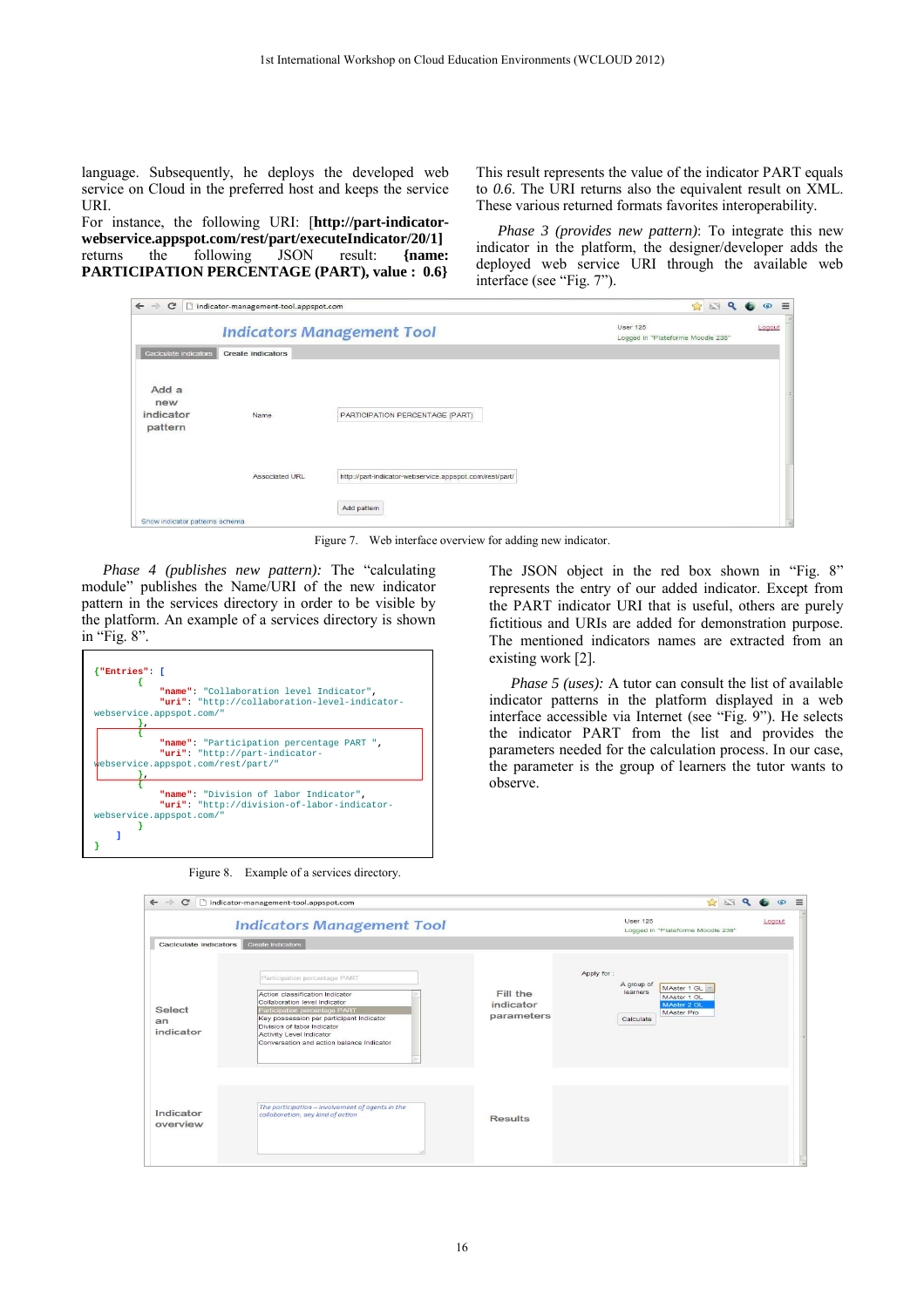language. Subsequently, he deploys the developed web service on Cloud in the preferred host and keeps the service URI.

For instance, the following URI: **[http://part-indicator-webservice.appspot.com/rest/part/executeIndicator/20/1]** returns the following JSON result: **{name: PARTICIPATION PERCENTAGE (PART), value : 0.6}**

This result represents the value of the indicator PART equals to *0.6*. The URI returns also the equivalent result on XML. These various returned formats favorites interoperability.

*Phase 3 (provides new pattern)*: To integrate this new indicator in the platform, the designer/developer adds the deployed web service URI through the available web interface (see "Fig. 7").

Figure 7. Web interface overview for adding new indicator.

*Phase 4 (publishes new pattern):* The "calculating module" publishes the Name/URI of the new indicator pattern in the services directory in order to be visible by the platform. An example of a services directory is shown in "Fig. 8".

```
{"Entries": [
        {
          "name": "Collaboration level Indicator",
          "uri": "http://collaboration-level-indicator-
webservice.appspot.com/"
        },
        {
          "name": "Participation percentage PART ",
          "uri": "http://part-indicator-
webservice.appspot.com/rest/part/"
        },
        {
          "name": "Division of labor Indicator",
          "uri": "http://division-of-labor-indicator-
webservice.appspot.com/"
        }
    ]
}
```

Figure 8. Example of a services directory.

The JSON object in the red box shown in "Fig. 8" represents the entry of our added indicator. Except from the PART indicator URI that is useful, others are purely fictitious and URIs are added for demonstration purpose. The mentioned indicators names are extracted from an existing work [2].

*Phase 5 (uses):* A tutor can consult the list of available indicator patterns in the platform displayed in a web interface accessible via Internet (see "Fig. 9"). He selects the indicator PART from the list and provides the parameters needed for the calculation process. In our case, the parameter is the group of learners the tutor wants to observe.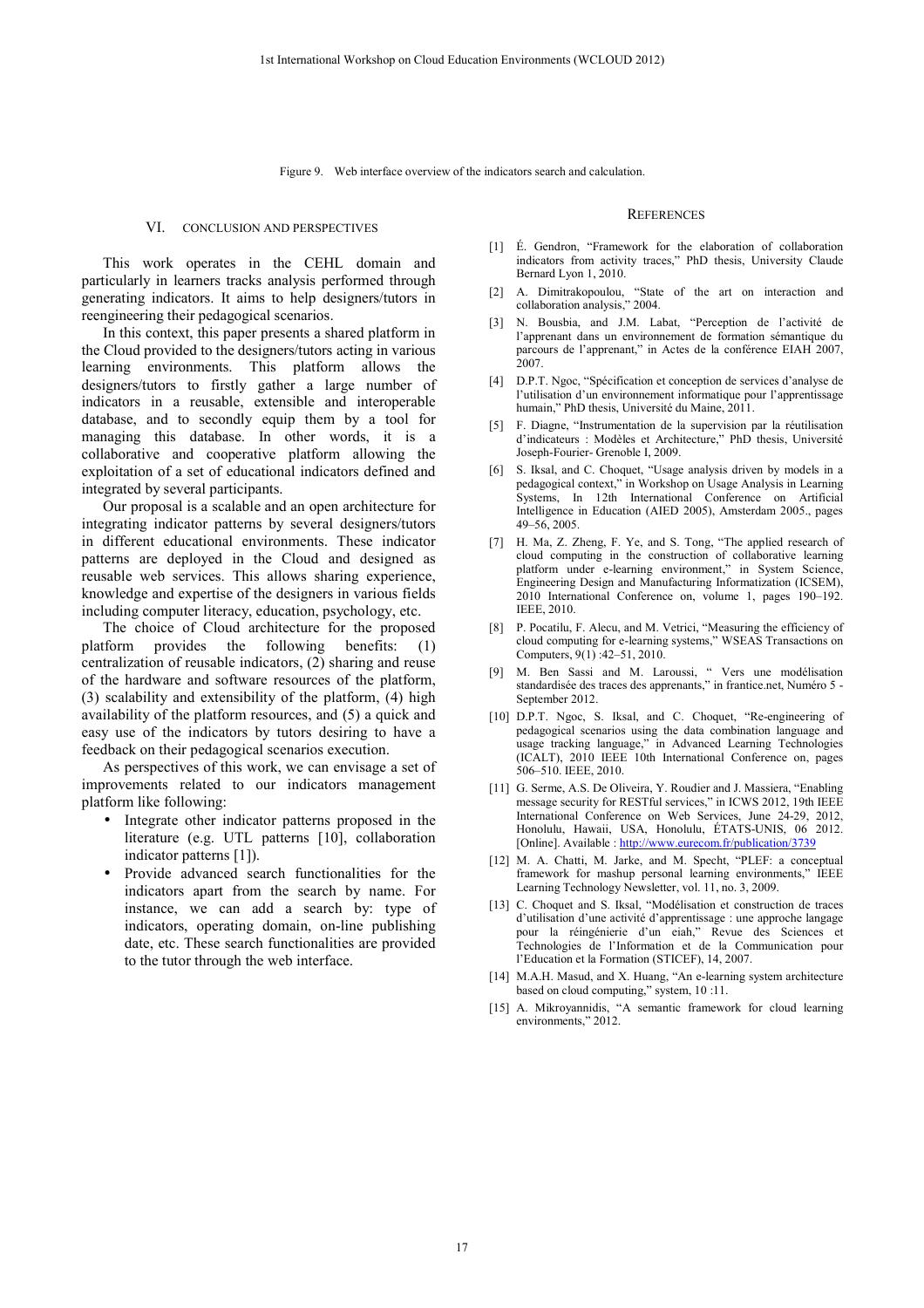Figure 9. Web interface overview of the indicators search and calculation.

## VI. CONCLUSION AND PERSPECTIVES

This work operates in the CEHL domain and particularly in learners tracks analysis performed through generating indicators. It aims to help designers/tutors in reengineering their pedagogical scenarios.

In this context, this paper presents a shared platform in the Cloud provided to the designers/tutors acting in various learning environments. This platform allows the designers/tutors to firstly gather a large number of indicators in a reusable, extensible and interoperable database, and to secondly equip them by a tool for managing this database. In other words, it is a collaborative and cooperative platform allowing the exploitation of a set of educational indicators defined and integrated by several participants.

Our proposal is a scalable and an open architecture for integrating indicator patterns by several designers/tutors in different educational environments. These indicator patterns are deployed in the Cloud and designed as reusable web services. This allows sharing experience, knowledge and expertise of the designers in various fields including computer literacy, education, psychology, etc.

The choice of Cloud architecture for the proposed platform provides the following benefits: (1) centralization of reusable indicators, (2) sharing and reuse of the hardware and software resources of the platform, (3) scalability and extensibility of the platform, (4) high availability of the platform resources, and (5) a quick and easy use of the indicators by tutors desiring to have a feedback on their pedagogical scenarios execution.

As perspectives of this work, we can envisage a set of improvements related to our indicators management platform like following:

- Integrate other indicator patterns proposed in the literature (e.g. UTL patterns [10], collaboration indicator patterns [1]).
- Provide advanced search functionalities for the indicators apart from the search by name. For instance, we can add a search by: type of indicators, operating domain, on-line publishing date, etc. These search functionalities are provided to the tutor through the web interface.

## REFERENCES

[1] É. Gendron, "Framework for the elaboration of collaboration indicators from activity traces," PhD thesis, University Claude Bernard Lyon 1, 2010.

[2] A. Dimitrakopoulou, "State of the art on interaction and collaboration analysis," 2004.

[3] N. Bousbia, and J.M. Labat, "Perception de l'activité de l'apprenant dans un environnement de formation sémantique du parcours de l'apprenant," in Actes de la conférence EIAH 2007, 2007.

[4] D.P.T. Ngoc, "Spécification et conception de services d'analyse de l'utilisation d'un environnement informatique pour l'apprentissage humain," PhD thesis, Université du Maine, 2011.

[5] F. Diagne, "Instrumentation de la supervision par la réutilisation d'indicateurs : Modèles et Architecture," PhD thesis, Université Joseph-Fourier- Grenoble I, 2009.

[6] S. Iksal, and C. Choquet, "Usage analysis driven by models in a pedagogical context," in Workshop on Usage Analysis in Learning Systems, In 12th International Conference on Artificial Intelligence in Education (AIED 2005), Amsterdam 2005., pages 49–56, 2005.

[7] H. Ma, Z. Zheng, F. Ye, and S. Tong, "The applied research of cloud computing in the construction of collaborative learning platform under e-learning environment," in System Science, Engineering Design and Manufacturing Informatization (ICSEM), 2010 International Conference on, volume 1, pages 190–192. IEEE, 2010.

[8] P. Pocatilu, F. Alecu, and M. Vetrici, "Measuring the efficiency of cloud computing for e-learning systems," WSEAS Transactions on Computers, 9(1) :42–51, 2010.

[9] M. Ben Sassi and M. Laroussi, " Vers une modélisation standardisée des traces des apprenants," in frantice.net, Numéro 5 - September 2012.

[10] D.P.T. Ngoc, S. Iksal, and C. Choquet, "Re-engineering of pedagogical scenarios using the data combination language and usage tracking language," in Advanced Learning Technologies (ICALT), 2010 IEEE 10th International Conference on, pages 506–510. IEEE, 2010.

[11] G. Serme, A.S. De Oliveira, Y. Roudier and J. Massiera, "Enabling message security for RESTful services," in ICWS 2012, 19th IEEE International Conference on Web Services, June 24-29, 2012, Honolulu, Hawaii, USA, Honolulu, ÉTATS-UNIS, 06 2012. [Online]. Available : http://www.eurecom.fr/publication/3739

[12] M. A. Chatti, M. Jarke, and M. Specht, "PLEF: a conceptual framework for mashup personal learning environments," IEEE Learning Technology Newsletter, vol. 11, no. 3, 2009.

[13] C. Choquet and S. Iksal, "Modélisation et construction de traces d'utilisation d'une activité d'apprentissage : une approche langage pour la réingénierie d'un eiah," Revue des Sciences et Technologies de l'Information et de la Communication pour l'Education et la Formation (STICEF), 14, 2007.

[14] M.A.H. Masud, and X. Huang, "An e-learning system architecture based on cloud computing," system, 10 :11.

[15] A. Mikroyannidis, "A semantic framework for cloud learning environments," 2012.